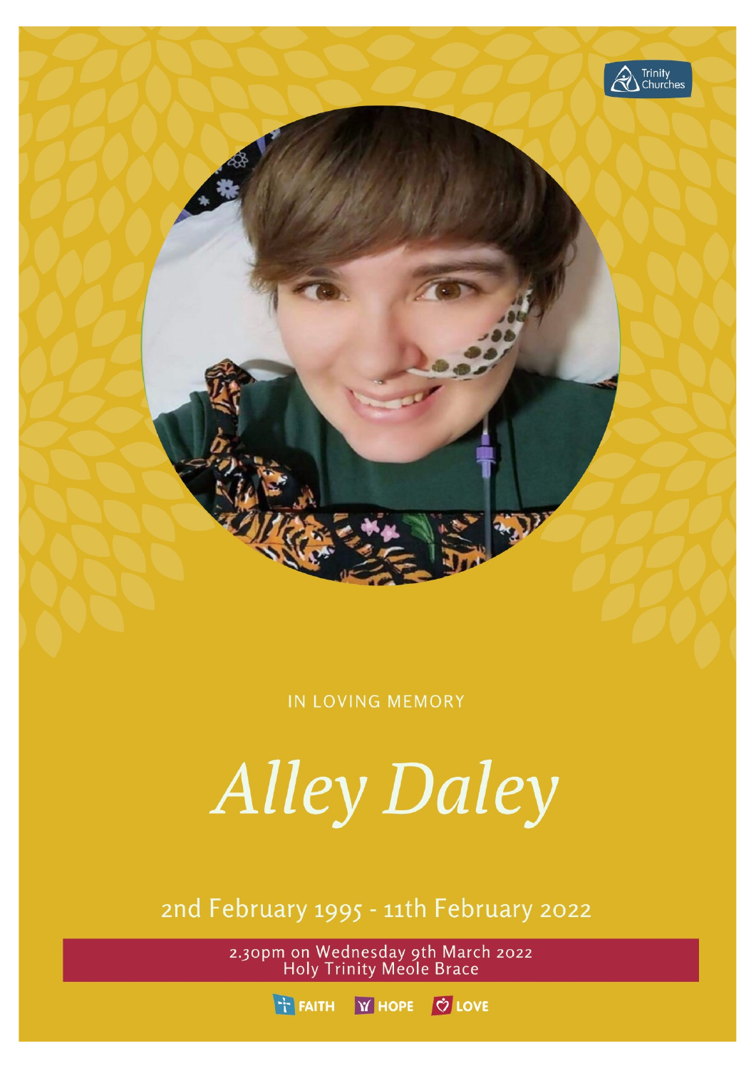Trinity Churches

IN LOVING MEMORY

# *Alley Daley*

2nd February 1995 - 11th February 2022

2.30pm on Wednesday 9th March 2022
Holy Trinity Meole Brace

FAITH HOPE LOVE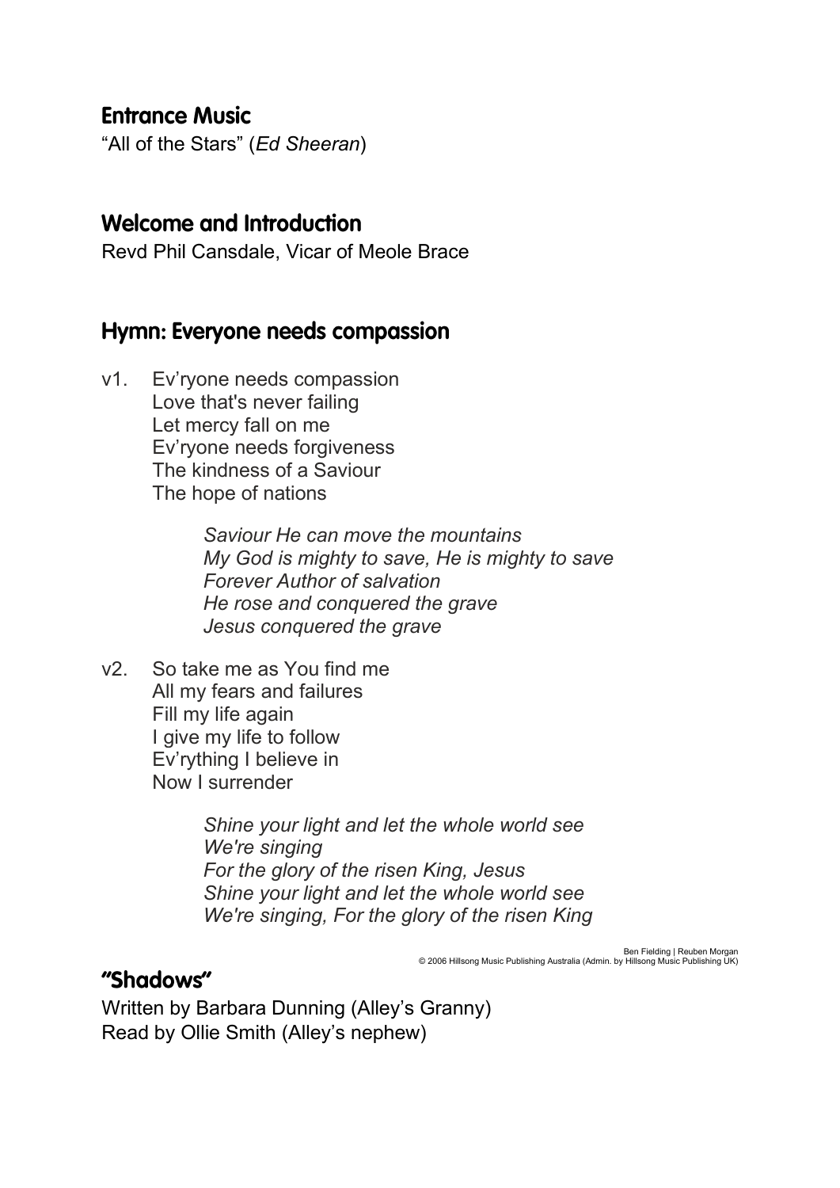## Entrance Music

"All of the Stars" (*Ed Sheeran*)

## Welcome and Introduction

Revd Phil Cansdale, Vicar of Meole Brace

## Hymn: Everyone needs compassion

v1. Ev'ryone needs compassion
Love that's never failing
Let mercy fall on me
Ev'ryone needs forgiveness
The kindness of a Saviour
The hope of nations

*Saviour He can move the mountains*
*My God is mighty to save, He is mighty to save*
*Forever Author of salvation*
*He rose and conquered the grave*
*Jesus conquered the grave*

v2. So take me as You find me
All my fears and failures
Fill my life again
I give my life to follow
Ev'rything I believe in
Now I surrender

*Shine your light and let the whole world see*
*We're singing*
*For the glory of the risen King, Jesus*
*Shine your light and let the whole world see*
*We're singing, For the glory of the risen King*

Ben Fielding | Reuben Morgan
© 2006 Hillsong Music Publishing Australia (Admin. by Hillsong Music Publishing UK)

## "Shadows"

Written by Barbara Dunning (Alley's Granny)
Read by Ollie Smith (Alley's nephew)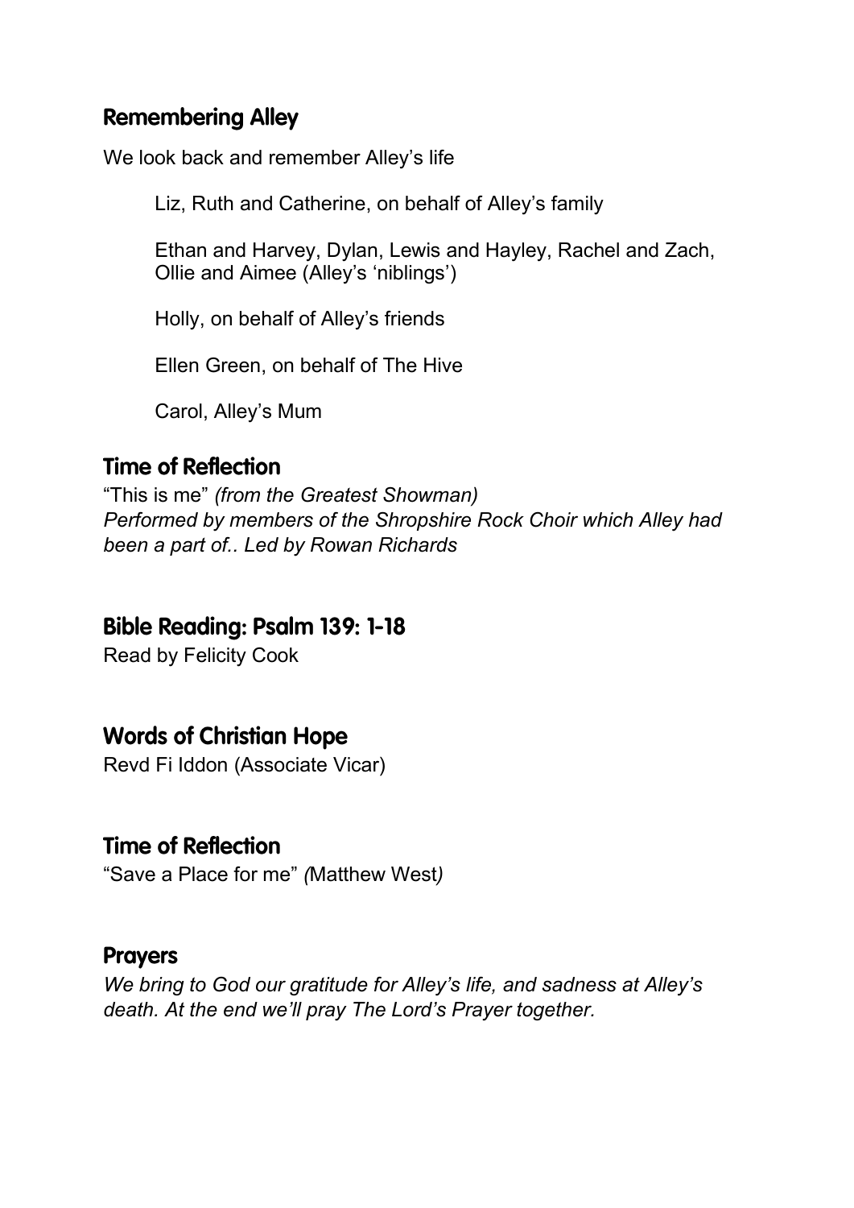## Remembering Alley

We look back and remember Alley's life

Liz, Ruth and Catherine, on behalf of Alley's family

Ethan and Harvey, Dylan, Lewis and Hayley, Rachel and Zach, Ollie and Aimee (Alley's 'niblings')

Holly, on behalf of Alley's friends

Ellen Green, on behalf of The Hive

Carol, Alley's Mum

## Time of Reflection

"This is me" *(from the Greatest Showman)*
*Performed by members of the Shropshire Rock Choir which Alley had been a part of.. Led by Rowan Richards*

## Bible Reading: Psalm 139: 1-18

Read by Felicity Cook

## Words of Christian Hope

Revd Fi Iddon (Associate Vicar)

## Time of Reflection

"Save a Place for me" *(*Matthew West*)*

## Prayers

*We bring to God our gratitude for Alley's life, and sadness at Alley's death. At the end we'll pray The Lord's Prayer together.*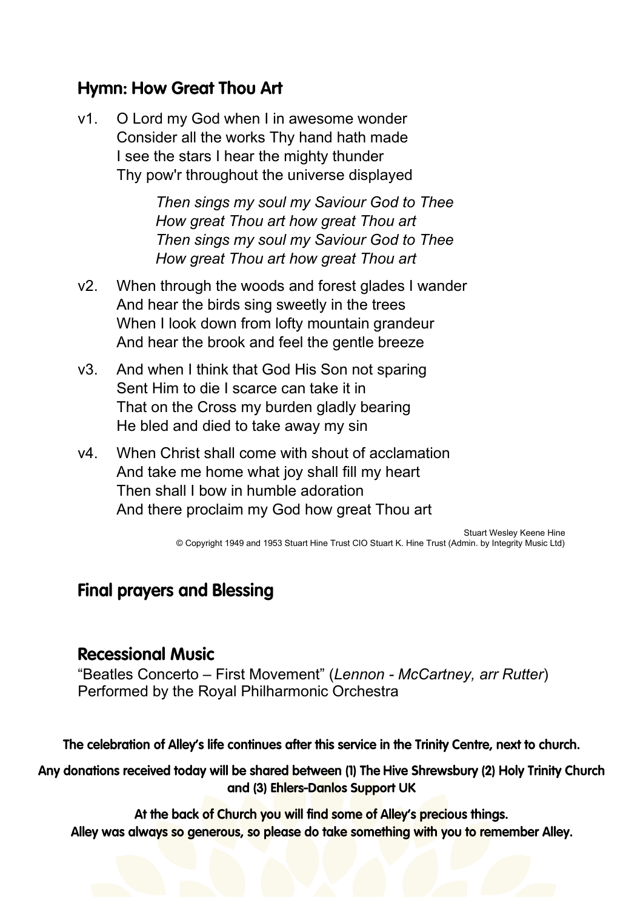## Hymn: How Great Thou Art

v1. O Lord my God when I in awesome wonder
Consider all the works Thy hand hath made
I see the stars I hear the mighty thunder
Thy pow'r throughout the universe displayed

*Then sings my soul my Saviour God to Thee*
*How great Thou art how great Thou art*
*Then sings my soul my Saviour God to Thee*
*How great Thou art how great Thou art*

v2. When through the woods and forest glades I wander
And hear the birds sing sweetly in the trees
When I look down from lofty mountain grandeur
And hear the brook and feel the gentle breeze

v3. And when I think that God His Son not sparing
Sent Him to die I scarce can take it in
That on the Cross my burden gladly bearing
He bled and died to take away my sin

v4. When Christ shall come with shout of acclamation
And take me home what joy shall fill my heart
Then shall I bow in humble adoration
And there proclaim my God how great Thou art

Stuart Wesley Keene Hine
© Copyright 1949 and 1953 Stuart Hine Trust CIO Stuart K. Hine Trust (Admin. by Integrity Music Ltd)

## Final prayers and Blessing

## Recessional Music

"Beatles Concerto – First Movement" (*Lennon - McCartney, arr Rutter*)
Performed by the Royal Philharmonic Orchestra

**The celebration of Alley's life continues after this service in the Trinity Centre, next to church.**

**Any donations received today will be shared between (1) The Hive Shrewsbury (2) Holy Trinity Church and (3) Ehlers-Danlos Support UK**

**At the back of Church you will find some of Alley's precious things.**
**Alley was always so generous, so please do take something with you to remember Alley.**